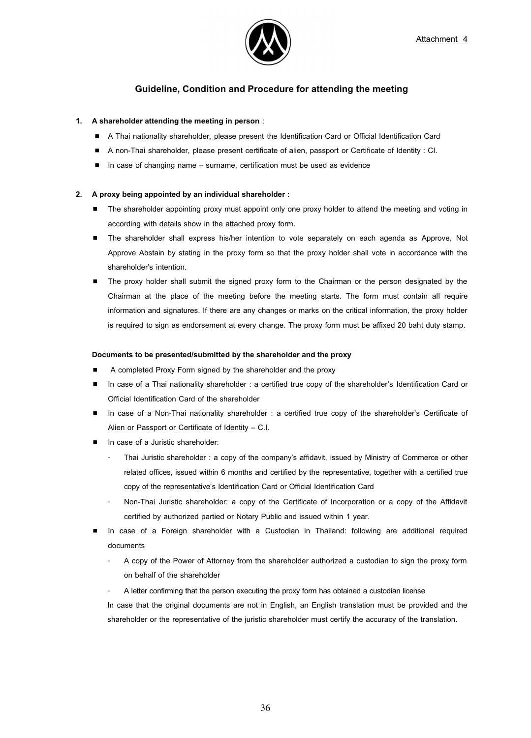Attachment 4

## Guideline, Condition and Procedure for attending the meeting

**1. A shareholder attending the meeting in person** :

- A Thai nationality shareholder, please present the Identification Card or Official Identification Card
- A non-Thai shareholder, please present certificate of alien, passport or Certificate of Identity : CI.
- In case of changing name – surname, certification must be used as evidence

**2. A proxy being appointed by an individual shareholder :**

- The shareholder appointing proxy must appoint only one proxy holder to attend the meeting and voting in according with details show in the attached proxy form.
- The shareholder shall express his/her intention to vote separately on each agenda as Approve, Not Approve Abstain by stating in the proxy form so that the proxy holder shall vote in accordance with the shareholder's intention.
- The proxy holder shall submit the signed proxy form to the Chairman or the person designated by the Chairman at the place of the meeting before the meeting starts. The form must contain all require information and signatures. If there are any changes or marks on the critical information, the proxy holder is required to sign as endorsement at every change. The proxy form must be affixed 20 baht duty stamp.

**Documents to be presented/submitted by the shareholder and the proxy**

- A completed Proxy Form signed by the shareholder and the proxy
- In case of a Thai nationality shareholder : a certified true copy of the shareholder's Identification Card or Official Identification Card of the shareholder
- In case of a Non-Thai nationality shareholder : a certified true copy of the shareholder's Certificate of Alien or Passport or Certificate of Identity – C.I.
- In case of a Juristic shareholder:
  - Thai Juristic shareholder : a copy of the company's affidavit, issued by Ministry of Commerce or other related offices, issued within 6 months and certified by the representative, together with a certified true copy of the representative's Identification Card or Official Identification Card
  - Non-Thai Juristic shareholder: a copy of the Certificate of Incorporation or a copy of the Affidavit certified by authorized partied or Notary Public and issued within 1 year.
- In case of a Foreign shareholder with a Custodian in Thailand: following are additional required documents
  - A copy of the Power of Attorney from the shareholder authorized a custodian to sign the proxy form on behalf of the shareholder
  - A letter confirming that the person executing the proxy form has obtained a custodian license

  In case that the original documents are not in English, an English translation must be provided and the shareholder or the representative of the juristic shareholder must certify the accuracy of the translation.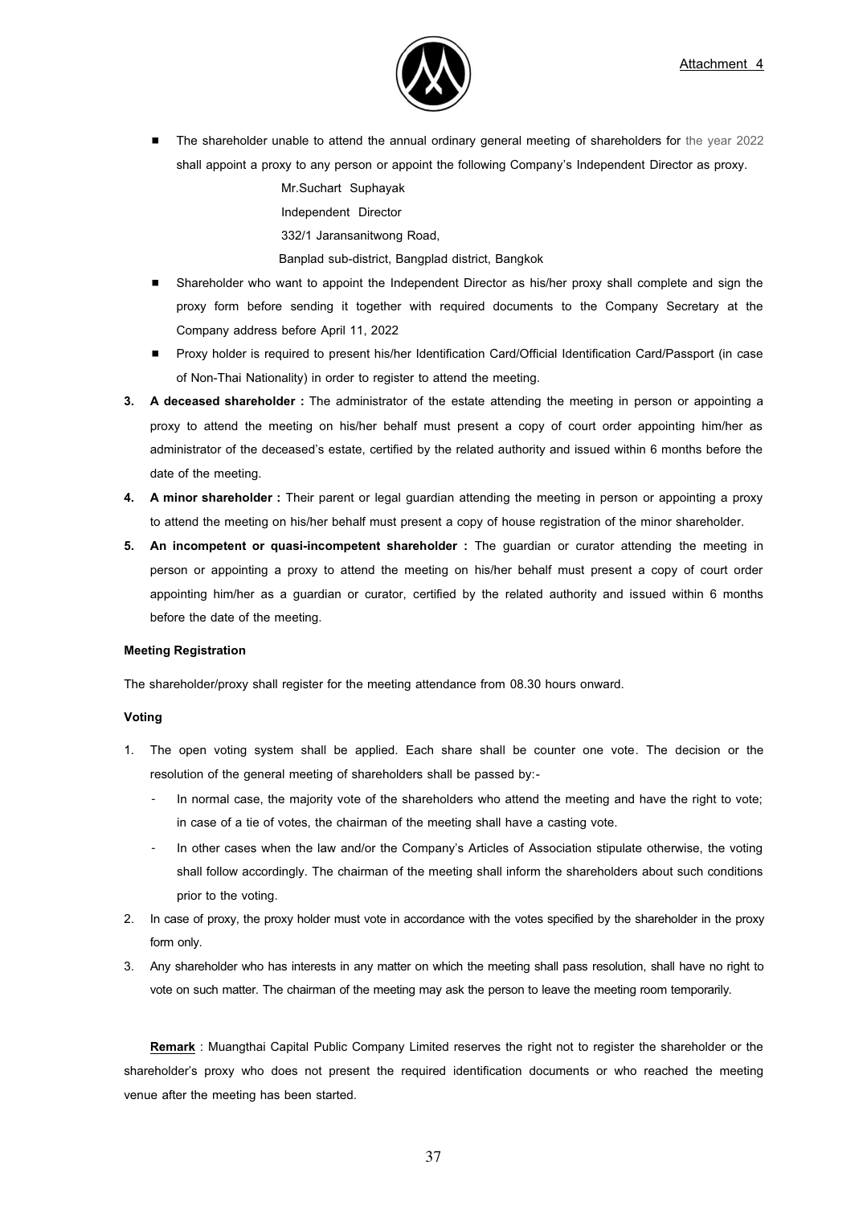Attachment 4

- The shareholder unable to attend the annual ordinary general meeting of shareholders for the year 2022 shall appoint a proxy to any person or appoint the following Company's Independent Director as proxy.

  Mr.Suchart Suphayak
  Independent Director
  332/1 Jaransanitwong Road,
  Banplad sub-district, Bangplad district, Bangkok

- Shareholder who want to appoint the Independent Director as his/her proxy shall complete and sign the proxy form before sending it together with required documents to the Company Secretary at the Company address before April 11, 2022
- Proxy holder is required to present his/her Identification Card/Official Identification Card/Passport (in case of Non-Thai Nationality) in order to register to attend the meeting.

3. **A deceased shareholder :** The administrator of the estate attending the meeting in person or appointing a proxy to attend the meeting on his/her behalf must present a copy of court order appointing him/her as administrator of the deceased's estate, certified by the related authority and issued within 6 months before the date of the meeting.
4. **A minor shareholder :** Their parent or legal guardian attending the meeting in person or appointing a proxy to attend the meeting on his/her behalf must present a copy of house registration of the minor shareholder.
5. **An incompetent or quasi-incompetent shareholder :** The guardian or curator attending the meeting in person or appointing a proxy to attend the meeting on his/her behalf must present a copy of court order appointing him/her as a guardian or curator, certified by the related authority and issued within 6 months before the date of the meeting.

**Meeting Registration**

The shareholder/proxy shall register for the meeting attendance from 08.30 hours onward.

**Voting**

1. The open voting system shall be applied. Each share shall be counter one vote. The decision or the resolution of the general meeting of shareholders shall be passed by:-
   - In normal case, the majority vote of the shareholders who attend the meeting and have the right to vote; in case of a tie of votes, the chairman of the meeting shall have a casting vote.
   - In other cases when the law and/or the Company's Articles of Association stipulate otherwise, the voting shall follow accordingly. The chairman of the meeting shall inform the shareholders about such conditions prior to the voting.
2. In case of proxy, the proxy holder must vote in accordance with the votes specified by the shareholder in the proxy form only.
3. Any shareholder who has interests in any matter on which the meeting shall pass resolution, shall have no right to vote on such matter. The chairman of the meeting may ask the person to leave the meeting room temporarily.

**Remark** : Muangthai Capital Public Company Limited reserves the right not to register the shareholder or the shareholder's proxy who does not present the required identification documents or who reached the meeting venue after the meeting has been started.